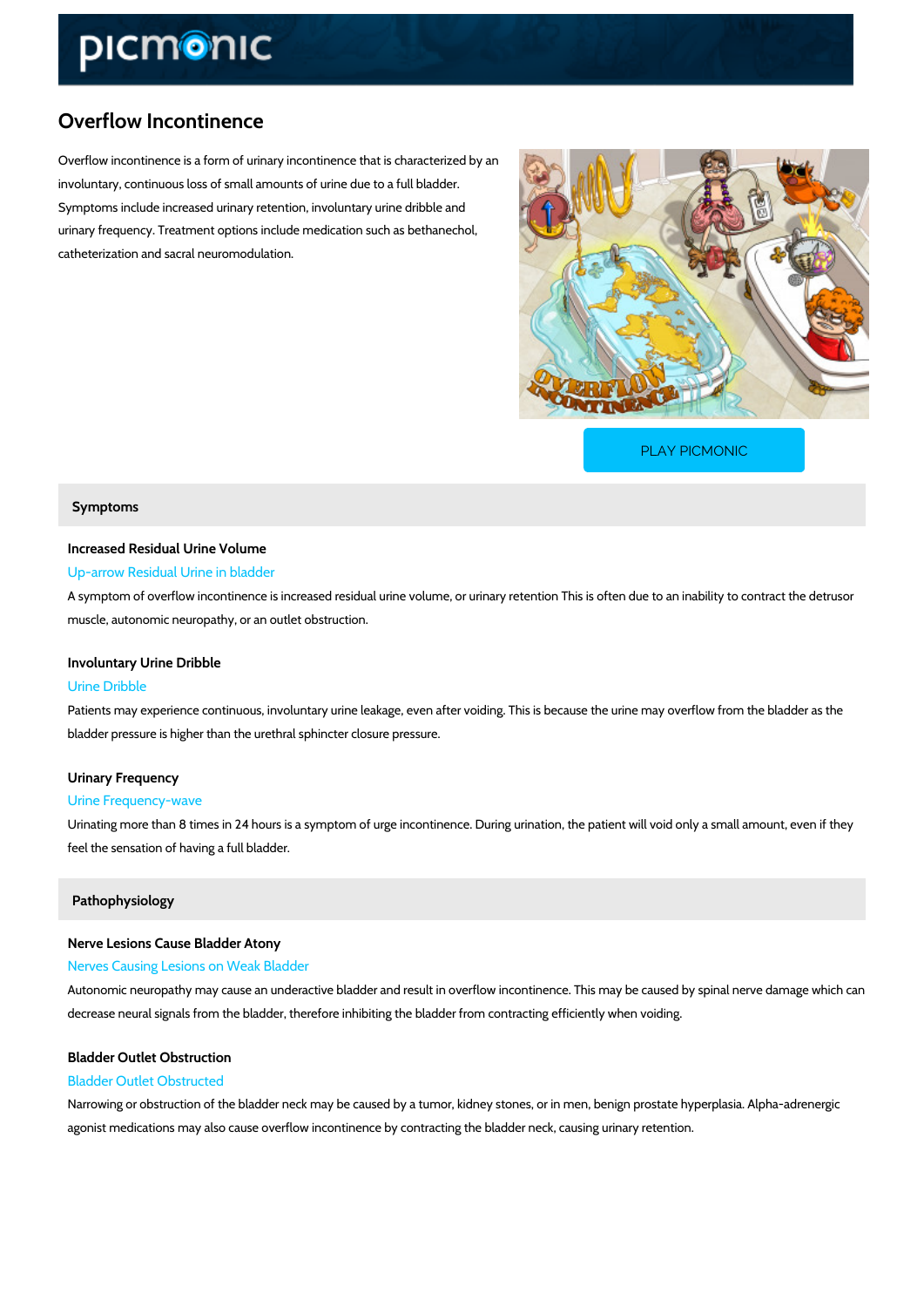# Overflow Incontinence

Overflow incontinence is a form of urinary incontinence that is characterized by an involuntary, continuous loss of small amounts of urine due to a full bladder. Symptoms include increased urinary retention, involuntary urine dribble and urinary frequency. Treatment options include medication such as bethanechol, catheterization and sacral neuromodulation.

PLAY PICMONIC

## Symptoms

### Increased Residual Urine Volume

Up-arrow Residual Urine in bladder

A symptom of overflow incontinence is increased residual urine volume, or urinary retention This is often due to an inability to contract the detrusor muscle, autonomic neuropathy, or an outlet obstruction.

### Involuntary Urine Dribble

Urine Dribble

Patients may experience continuous, involuntary urine leakage, even after voiding. This is because the urine may overflow from the bladder as the bladder pressure is higher than the urethral sphincter closure pressure.

### Urinary Frequency

Urine Frequency-wave

Urinating more than 8 times in 24 hours is a symptom of urge incontinence. During urination, the patient will void only a small amount, even if they feel the sensation of having a full bladder.

## Pathophysiology

### Nerve Lesions Cause Bladder Atony

Nerves Causing Lesions on Weak Bladder

Autonomic neuropathy may cause an underactive bladder and result in overflow incontinence. This may be caused by spinal nerve damage which can decrease neural signals from the bladder, therefore inhibiting the bladder from contracting efficiently when voiding.

### Bladder Outlet Obstruction

Bladder Outlet Obstructed

Narrowing or obstruction of the bladder neck may be caused by a tumor, kidney stones, or in men, benign prostate hyperplasia. Alpha-adrenergic agonist medications may also cause overflow incontinence by contracting the bladder neck, causing urinary retention.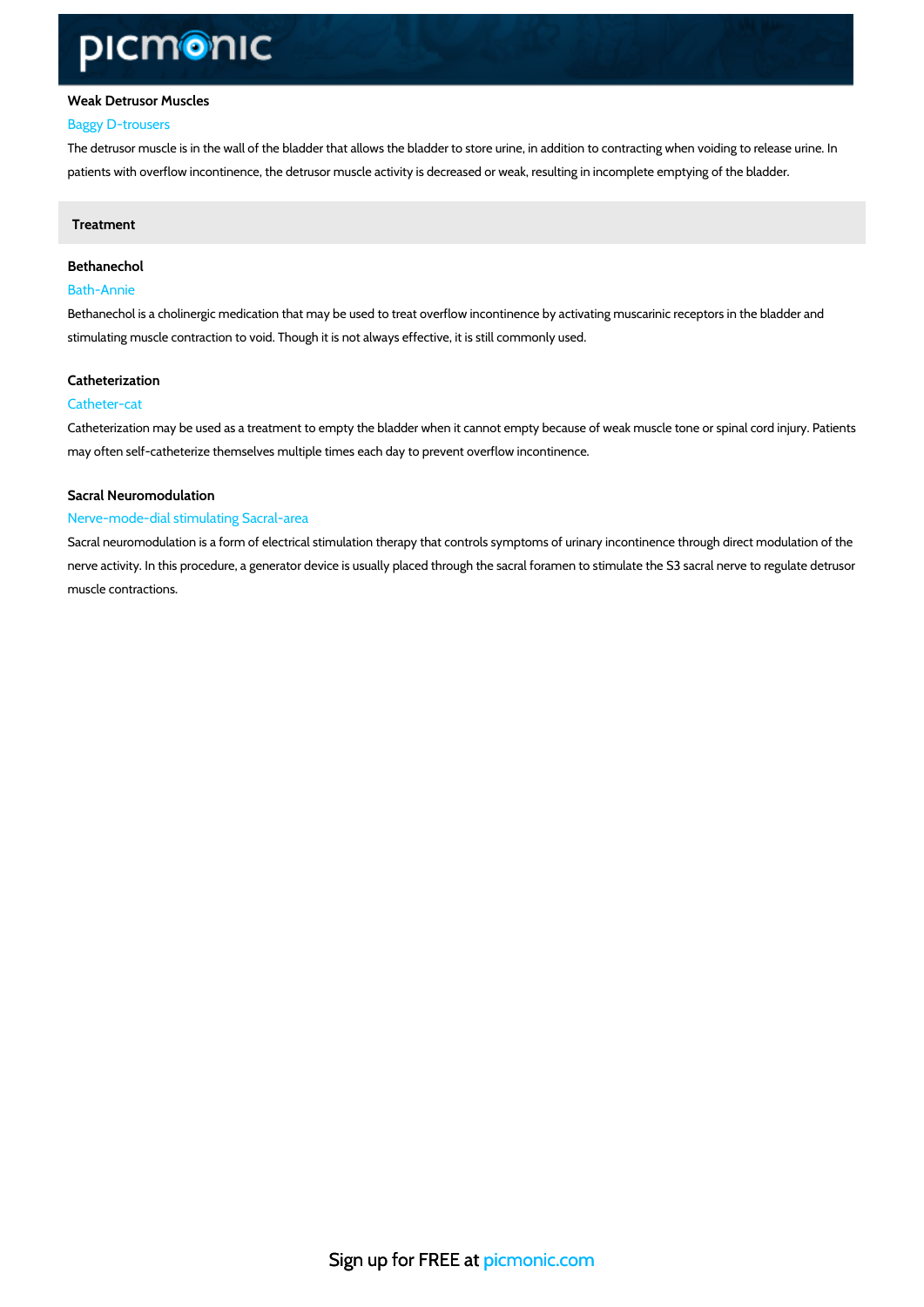### Weak Detrusor Muscles

Baggy D-trousers

The detrusor muscle is in the wall of the bladder that allows the bladder to store urine, in addition to contracting when voiding to release urine. In patients with overflow incontinence, the detrusor muscle activity is decreased or weak, resulting in incomplete emptying of the bladder.

## Treatment

### Bethanechol

Bath-Annie

Bethanechol is a cholinergic medication that may be used to treat overflow incontinence by activating muscarinic receptors in the bladder and stimulating muscle contraction to void. Though it is not always effective, it is still commonly used.

### Catheterization

Catheter-cat

Catheterization may be used as a treatment to empty the bladder when it cannot empty because of weak muscle tone or spinal cord injury. Patients may often self-catheterize themselves multiple times each day to prevent overflow incontinence.

### Sacral Neuromodulation

Nerve-mode-dial stimulating Sacral-area

Sacral neuromodulation is a form of electrical stimulation therapy that controls symptoms of urinary incontinence through direct modulation of the nerve activity. In this procedure, a generator device is usually placed through the sacral foramen to stimulate the S3 sacral nerve to regulate detrusor muscle contractions.